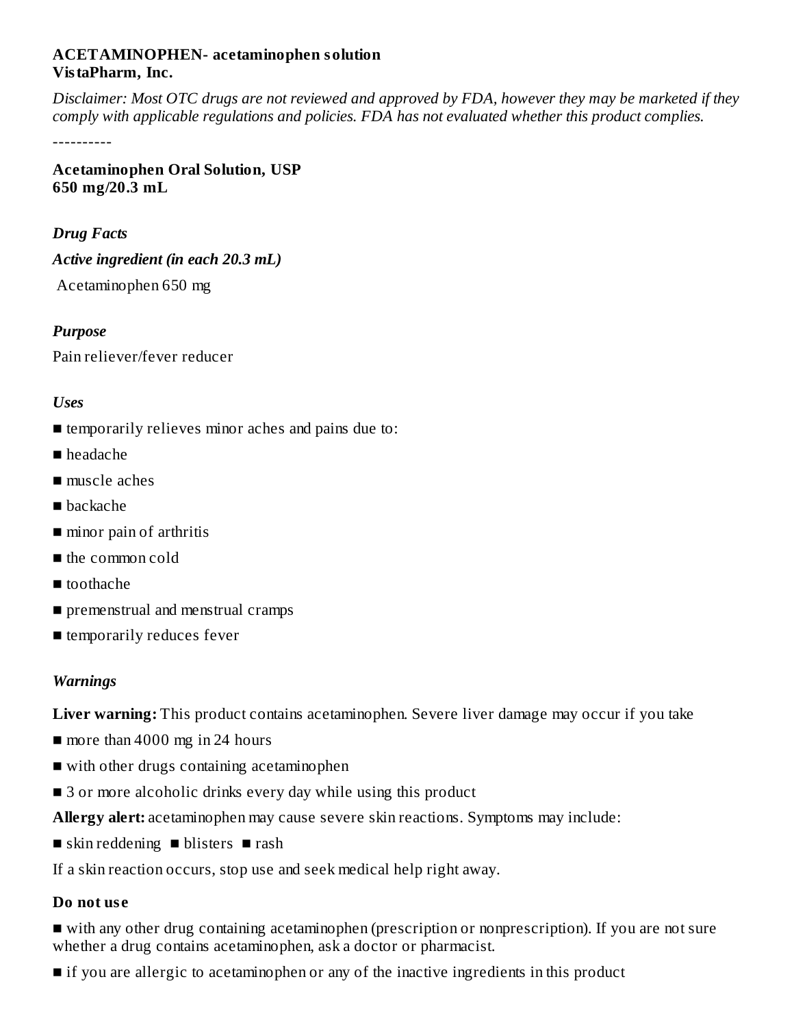**ACETAMINOPHEN- acetaminophen solution**
**VistaPharm, Inc.**

*Disclaimer: Most OTC drugs are not reviewed and approved by FDA, however they may be marketed if they comply with applicable regulations and policies. FDA has not evaluated whether this product complies.*

----------

**Acetaminophen Oral Solution, USP**
**650 mg/20.3 mL**

### *Drug Facts*

### *Active ingredient (in each 20.3 mL)*

Acetaminophen 650 mg

### *Purpose*

Pain reliever/fever reducer

### *Uses*

- temporarily relieves minor aches and pains due to:
- headache
- muscle aches
- backache
- minor pain of arthritis
- the common cold
- toothache
- premenstrual and menstrual cramps
- temporarily reduces fever

### *Warnings*

**Liver warning:** This product contains acetaminophen. Severe liver damage may occur if you take

- more than 4000 mg in 24 hours
- with other drugs containing acetaminophen
- 3 or more alcoholic drinks every day while using this product

**Allergy alert:** acetaminophen may cause severe skin reactions. Symptoms may include:

- skin reddening ■ blisters ■ rash

If a skin reaction occurs, stop use and seek medical help right away.

**Do not use**

- with any other drug containing acetaminophen (prescription or nonprescription). If you are not sure whether a drug contains acetaminophen, ask a doctor or pharmacist.
- if you are allergic to acetaminophen or any of the inactive ingredients in this product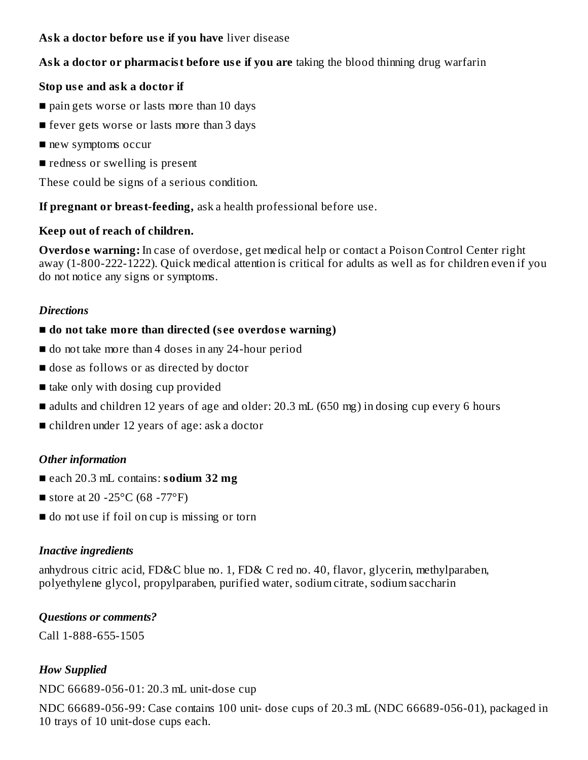**Ask a doctor before use if you have** liver disease

**Ask a doctor or pharmacist before use if you are** taking the blood thinning drug warfarin

**Stop use and ask a doctor if**

- pain gets worse or lasts more than 10 days
- fever gets worse or lasts more than 3 days
- new symptoms occur
- redness or swelling is present

These could be signs of a serious condition.

**If pregnant or breast-feeding,** ask a health professional before use.

**Keep out of reach of children.**

**Overdose warning:** In case of overdose, get medical help or contact a Poison Control Center right away (1-800-222-1222). Quick medical attention is critical for adults as well as for children even if you do not notice any signs or symptoms.

### *Directions*

- **do not take more than directed (see overdose warning)**
- do not take more than 4 doses in any 24-hour period
- dose as follows or as directed by doctor
- take only with dosing cup provided
- adults and children 12 years of age and older: 20.3 mL (650 mg) in dosing cup every 6 hours
- children under 12 years of age: ask a doctor

### *Other information*

- each 20.3 mL contains: **sodium 32 mg**
- store at 20 -25°C (68 -77°F)
- do not use if foil on cup is missing or torn

### *Inactive ingredients*

anhydrous citric acid, FD&C blue no. 1, FD& C red no. 40, flavor, glycerin, methylparaben, polyethylene glycol, propylparaben, purified water, sodium citrate, sodium saccharin

### *Questions or comments?*

Call 1-888-655-1505

### *How Supplied*

NDC 66689-056-01: 20.3 mL unit-dose cup

NDC 66689-056-99: Case contains 100 unit- dose cups of 20.3 mL (NDC 66689-056-01), packaged in 10 trays of 10 unit-dose cups each.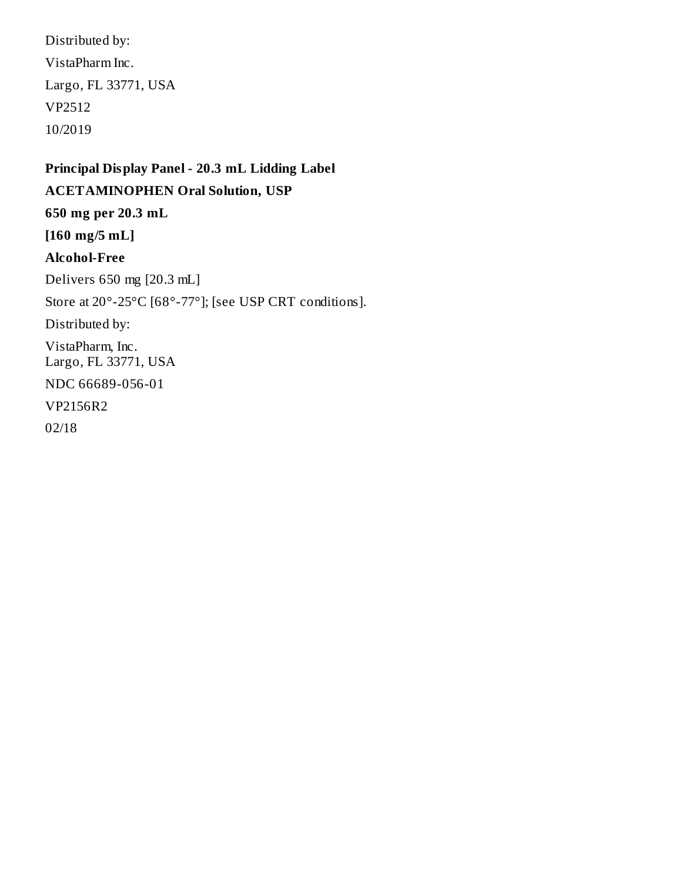Distributed by:

VistaPharm Inc.

Largo, FL 33771, USA

VP2512

10/2019

**Principal Display Panel - 20.3 mL Lidding Label**

**ACETAMINOPHEN Oral Solution, USP**

**650 mg per 20.3 mL**

**[160 mg/5 mL]**

**Alcohol-Free**

Delivers 650 mg [20.3 mL]

Store at 20°-25°C [68°-77°]; [see USP CRT conditions].

Distributed by:

VistaPharm, Inc.
Largo, FL 33771, USA

NDC 66689-056-01

VP2156R2

02/18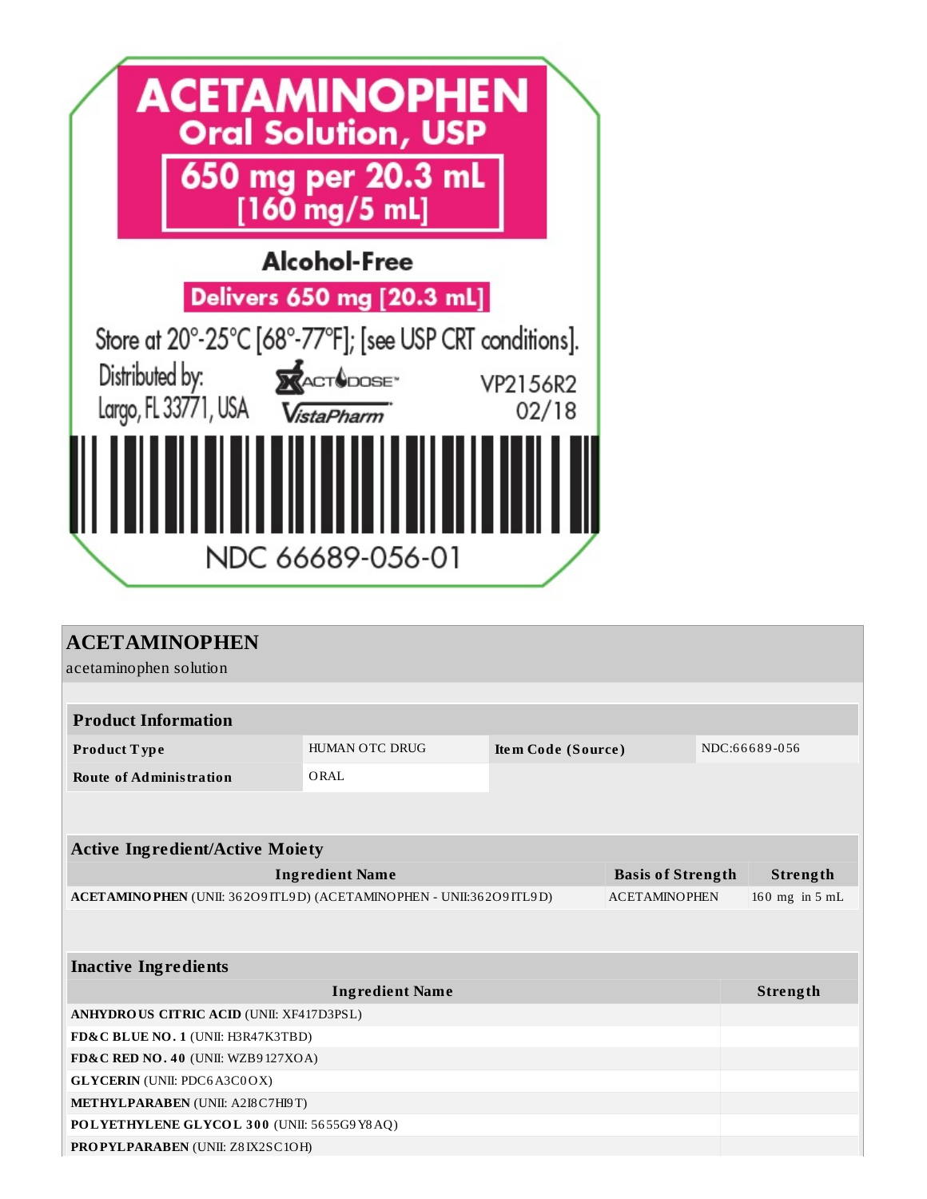# ACETAMINOPHEN
## Oral Solution, USP

**650 mg per 20.3 mL**
**[160 mg/5 mL]**

**Alcohol-Free**

**Delivers 650 mg [20.3 mL]**

Store at 20°-25°C [68°-77°F]; [see USP CRT conditions].

Distributed by:
Largo, FL 33771, USA

ACTDOSE™
VistaPharm

VP2156R2
02/18

NDC 66689-056-01

## ACETAMINOPHEN

acetaminophen solution

| Product Information | | | |
|---|---|---|---|
| **Product Type** | HUMAN OTC DRUG | **Item Code (Source)** | NDC:66689-056 |
| **Route of Administration** | ORAL | | |

| Active Ingredient/Active Moiety | | |
|---|---|---|
| **Ingredient Name** | **Basis of Strength** | **Strength** |
| **ACETAMINOPHEN** (UNII: 362O9ITL9D) (ACETAMINOPHEN - UNII:362O9ITL9D) | ACETAMINOPHEN | 160 mg in 5 mL |

| Inactive Ingredients | |
|---|---|
| **Ingredient Name** | **Strength** |
| **ANHYDROUS CITRIC ACID** (UNII: XF417D3PSL) | |
| **FD&C BLUE NO. 1** (UNII: H3R47K3TBD) | |
| **FD&C RED NO. 40** (UNII: WZB9127XOA) | |
| **GLYCERIN** (UNII: PDC6A3C0OX) | |
| **METHYLPARABEN** (UNII: A2I8C7HI9T) | |
| **POLYETHYLENE GLYCOL 300** (UNII: 5655G9Y8AQ) | |
| **PROPYLPARABEN** (UNII: Z8IX2SC1OH) | |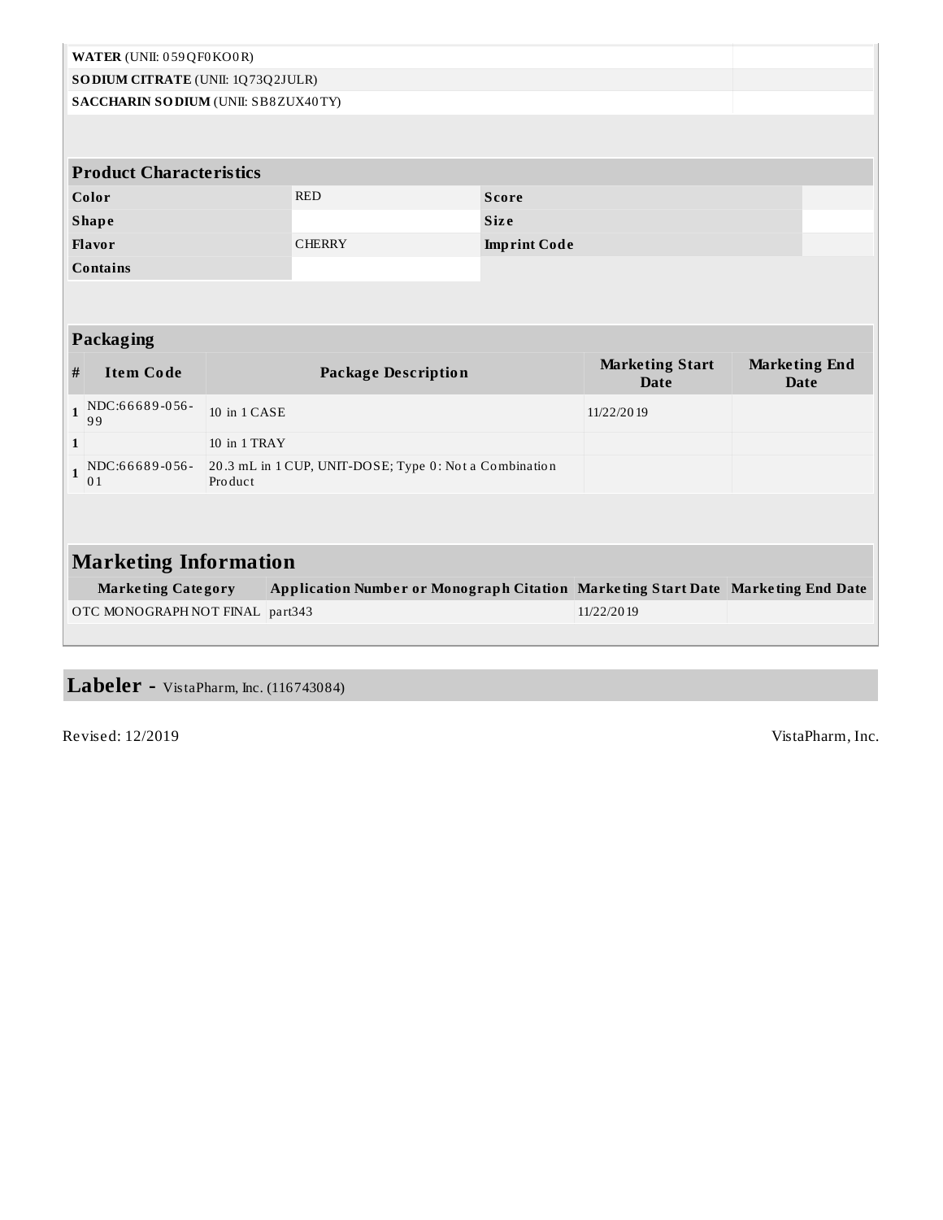| | |
|---|---|
| **WATER** (UNII: 059QF0KO0R) | |
| **SODIUM CITRATE** (UNII: 1Q73Q2JULR) | |
| **SACCHARIN SODIUM** (UNII: SB8ZUX40TY) | |

| **Product Characteristics** | | | |
|---|---|---|---|
| **Color** | RED | **Score** | |
| **Shape** | | **Size** | |
| **Flavor** | CHERRY | **Imprint Code** | |
| **Contains** | | | |

**Packaging**

| # | Item Code | Package Description | Marketing Start Date | Marketing End Date |
|---|---|---|---|---|
| 1 | NDC:66689-056-99 | 10 in 1 CASE | 11/22/2019 | |
| 1 | | 10 in 1 TRAY | | |
| 1 | NDC:66689-056-01 | 20.3 mL in 1 CUP, UNIT-DOSE; Type 0: Not a Combination Product | | |

## Marketing Information

| Marketing Category | Application Number or Monograph Citation | Marketing Start Date | Marketing End Date |
|---|---|---|---|
| OTC MONOGRAPH NOT FINAL | part343 | 11/22/2019 | |

## Labeler - VistaPharm, Inc. (116743084)

Revised: 12/2019

VistaPharm, Inc.